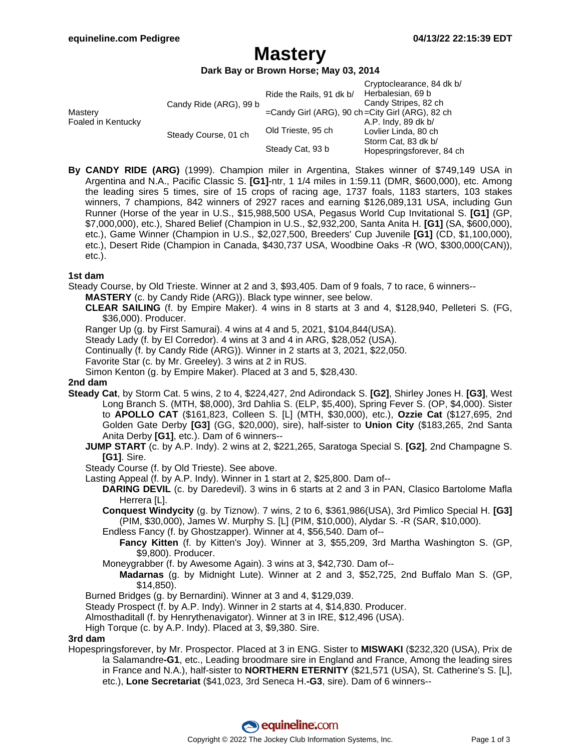# Mastery

**Dark Bay or Brown Horse; May 03, 2014**

| | | | |
|---|---|---|---|
| Mastery<br>Foaled in Kentucky | Candy Ride (ARG), 99 b | Ride the Rails, 91 dk b/ | Cryptoclearance, 84 dk b/ |
| | | | Herbalesian, 69 b |
| | | =Candy Girl (ARG), 90 ch | Candy Stripes, 82 ch |
| | | | =City Girl (ARG), 82 ch |
| | Steady Course, 01 ch | Old Trieste, 95 ch | A.P. Indy, 89 dk b/ |
| | | | Lovlier Linda, 80 ch |
| | | Steady Cat, 93 b | Storm Cat, 83 dk b/ |
| | | | Hopespringsforever, 84 ch |

**By CANDY RIDE (ARG)** (1999). Champion miler in Argentina, Stakes winner of $749,149 USA in Argentina and N.A., Pacific Classic S. **[G1]**-ntr, 1 1/4 miles in 1:59.11 (DMR, $600,000), etc. Among the leading sires 5 times, sire of 15 crops of racing age, 1737 foals, 1183 starters, 103 stakes winners, 7 champions, 842 winners of 2927 races and earning $126,089,131 USA, including Gun Runner (Horse of the year in U.S., $15,988,500 USA, Pegasus World Cup Invitational S. **[G1]** (GP, $7,000,000), etc.), Shared Belief (Champion in U.S., $2,932,200, Santa Anita H. **[G1]** (SA, $600,000), etc.), Game Winner (Champion in U.S., $2,027,500, Breeders' Cup Juvenile **[G1]** (CD, $1,100,000), etc.), Desert Ride (Champion in Canada, $430,737 USA, Woodbine Oaks -R (WO, $300,000(CAN)), etc.).

### 1st dam

Steady Course, by Old Trieste. Winner at 2 and 3, $93,405. Dam of 9 foals, 7 to race, 6 winners--

- **MASTERY** (c. by Candy Ride (ARG)). Black type winner, see below.
- **CLEAR SAILING** (f. by Empire Maker). 4 wins in 8 starts at 3 and 4, $128,940, Pelleteri S. (FG, $36,000). Producer.
- Ranger Up (g. by First Samurai). 4 wins at 4 and 5, 2021, $104,844(USA).
- Steady Lady (f. by El Corredor). 4 wins at 3 and 4 in ARG, $28,052 (USA).
- Continually (f. by Candy Ride (ARG)). Winner in 2 starts at 3, 2021, $22,050.
- Favorite Star (c. by Mr. Greeley). 3 wins at 2 in RUS.
- Simon Kenton (g. by Empire Maker). Placed at 3 and 5, $28,430.

### 2nd dam

**Steady Cat**, by Storm Cat. 5 wins, 2 to 4, $224,427, 2nd Adirondack S. **[G2]**, Shirley Jones H. **[G3]**, West Long Branch S. (MTH, $8,000), 3rd Dahlia S. (ELP, $5,400), Spring Fever S. (OP, $4,000). Sister to **APOLLO CAT** ($161,823, Colleen S. [L] (MTH, $30,000), etc.), **Ozzie Cat** ($127,695, 2nd Golden Gate Derby **[G3]** (GG, $20,000), sire), half-sister to **Union City** ($183,265, 2nd Santa Anita Derby **[G1]**, etc.). Dam of 6 winners--

- **JUMP START** (c. by A.P. Indy). 2 wins at 2, $221,265, Saratoga Special S. **[G2]**, 2nd Champagne S. **[G1]**. Sire.
- Steady Course (f. by Old Trieste). See above.
- Lasting Appeal (f. by A.P. Indy). Winner in 1 start at 2, $25,800. Dam of--
  - **DARING DEVIL** (c. by Daredevil). 3 wins in 6 starts at 2 and 3 in PAN, Clasico Bartolome Mafla Herrera [L].
  - **Conquest Windycity** (g. by Tiznow). 7 wins, 2 to 6, $361,986(USA), 3rd Pimlico Special H. **[G3]** (PIM, $30,000), James W. Murphy S. [L] (PIM, $10,000), Alydar S. -R (SAR, $10,000).
  - Endless Fancy (f. by Ghostzapper). Winner at 4, $56,540. Dam of--
    - **Fancy Kitten** (f. by Kitten's Joy). Winner at 3, $55,209, 3rd Martha Washington S. (GP, $9,800). Producer.
  - Moneygrabber (f. by Awesome Again). 3 wins at 3, $42,730. Dam of--
    - **Madarnas** (g. by Midnight Lute). Winner at 2 and 3, $52,725, 2nd Buffalo Man S. (GP, $14,850).
- Burned Bridges (g. by Bernardini). Winner at 3 and 4, $129,039.
- Steady Prospect (f. by A.P. Indy). Winner in 2 starts at 4, $14,830. Producer.
- Almosthaditall (f. by Henrythenavigator). Winner at 3 in IRE, $12,496 (USA).
- High Torque (c. by A.P. Indy). Placed at 3, $9,380. Sire.

### 3rd dam

Hopespringsforever, by Mr. Prospector. Placed at 3 in ENG. Sister to **MISWAKI** ($232,320 (USA), Prix de la Salamandre**-G1**, etc., Leading broodmare sire in England and France, Among the leading sires in France and N.A.), half-sister to **NORTHERN ETERNITY** ($21,571 (USA), St. Catherine's S. [L], etc.), **Lone Secretariat** ($41,023, 3rd Seneca H.**-G3**, sire). Dam of 6 winners--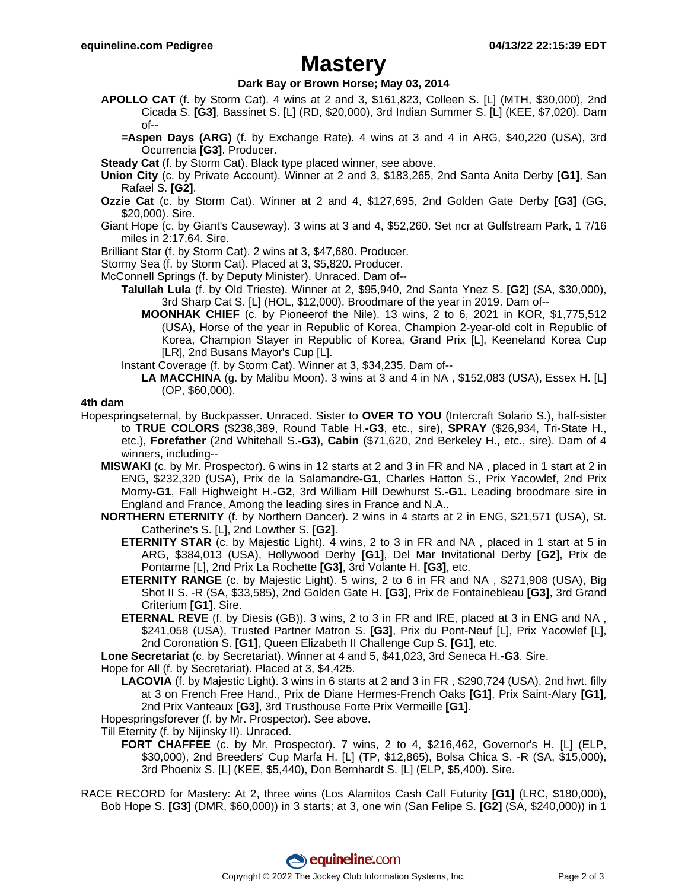# Mastery

**Dark Bay or Brown Horse; May 03, 2014**

**APOLLO CAT** (f. by Storm Cat). 4 wins at 2 and 3, $161,823, Colleen S. [L] (MTH, $30,000), 2nd Cicada S. **[G3]**, Bassinet S. [L] (RD, $20,000), 3rd Indian Summer S. [L] (KEE, $7,020). Dam of--

**=Aspen Days (ARG)** (f. by Exchange Rate). 4 wins at 3 and 4 in ARG, $40,220 (USA), 3rd Ocurrencia **[G3]**. Producer.

**Steady Cat** (f. by Storm Cat). Black type placed winner, see above.

**Union City** (c. by Private Account). Winner at 2 and 3, $183,265, 2nd Santa Anita Derby **[G1]**, San Rafael S. **[G2]**.

**Ozzie Cat** (c. by Storm Cat). Winner at 2 and 4, $127,695, 2nd Golden Gate Derby **[G3]** (GG, $20,000). Sire.

Giant Hope (c. by Giant's Causeway). 3 wins at 3 and 4, $52,260. Set ncr at Gulfstream Park, 1 7/16 miles in 2:17.64. Sire.

Brilliant Star (f. by Storm Cat). 2 wins at 3, $47,680. Producer.

Stormy Sea (f. by Storm Cat). Placed at 3, $5,820. Producer.

McConnell Springs (f. by Deputy Minister). Unraced. Dam of--

**Talullah Lula** (f. by Old Trieste). Winner at 2, $95,940, 2nd Santa Ynez S. **[G2]** (SA, $30,000), 3rd Sharp Cat S. [L] (HOL, $12,000). Broodmare of the year in 2019. Dam of--

**MOONHAK CHIEF** (c. by Pioneerof the Nile). 13 wins, 2 to 6, 2021 in KOR, $1,775,512 (USA), Horse of the year in Republic of Korea, Champion 2-year-old colt in Republic of Korea, Champion Stayer in Republic of Korea, Grand Prix [L], Keeneland Korea Cup [LR], 2nd Busans Mayor's Cup [L].

Instant Coverage (f. by Storm Cat). Winner at 3, $34,235. Dam of--

**LA MACCHINA** (g. by Malibu Moon). 3 wins at 3 and 4 in NA , $152,083 (USA), Essex H. [L] (OP, $60,000).

**4th dam**

Hopespringseternal, by Buckpasser. Unraced. Sister to **OVER TO YOU** (Intercraft Solario S.), half-sister to **TRUE COLORS** ($238,389, Round Table H.**-G3**, etc., sire), **SPRAY** ($26,934, Tri-State H., etc.), **Forefather** (2nd Whitehall S.**-G3**), **Cabin** ($71,620, 2nd Berkeley H., etc., sire). Dam of 4 winners, including--

**MISWAKI** (c. by Mr. Prospector). 6 wins in 12 starts at 2 and 3 in FR and NA , placed in 1 start at 2 in ENG, $232,320 (USA), Prix de la Salamandre**-G1**, Charles Hatton S., Prix Yacowlef, 2nd Prix Morny**-G1**, Fall Highweight H.**-G2**, 3rd William Hill Dewhurst S.**-G1**. Leading broodmare sire in England and France, Among the leading sires in France and N.A..

**NORTHERN ETERNITY** (f. by Northern Dancer). 2 wins in 4 starts at 2 in ENG, $21,571 (USA), St. Catherine's S. [L], 2nd Lowther S. **[G2]**.

**ETERNITY STAR** (c. by Majestic Light). 4 wins, 2 to 3 in FR and NA , placed in 1 start at 5 in ARG, $384,013 (USA), Hollywood Derby **[G1]**, Del Mar Invitational Derby **[G2]**, Prix de Pontarme [L], 2nd Prix La Rochette **[G3]**, 3rd Volante H. **[G3]**, etc.

**ETERNITY RANGE** (c. by Majestic Light). 5 wins, 2 to 6 in FR and NA , $271,908 (USA), Big Shot II S. -R (SA, $33,585), 2nd Golden Gate H. **[G3]**, Prix de Fontainebleau **[G3]**, 3rd Grand Criterium **[G1]**. Sire.

**ETERNAL REVE** (f. by Diesis (GB)). 3 wins, 2 to 3 in FR and IRE, placed at 3 in ENG and NA , $241,058 (USA), Trusted Partner Matron S. **[G3]**, Prix du Pont-Neuf [L], Prix Yacowlef [L], 2nd Coronation S. **[G1]**, Queen Elizabeth II Challenge Cup S. **[G1]**, etc.

**Lone Secretariat** (c. by Secretariat). Winner at 4 and 5, $41,023, 3rd Seneca H.**-G3**. Sire.

Hope for All (f. by Secretariat). Placed at 3, $4,425.

**LACOVIA** (f. by Majestic Light). 3 wins in 6 starts at 2 and 3 in FR , $290,724 (USA), 2nd hwt. filly at 3 on French Free Hand., Prix de Diane Hermes-French Oaks **[G1]**, Prix Saint-Alary **[G1]**, 2nd Prix Vanteaux **[G3]**, 3rd Trusthouse Forte Prix Vermeille **[G1]**.

Hopespringsforever (f. by Mr. Prospector). See above.

Till Eternity (f. by Nijinsky II). Unraced.

**FORT CHAFFEE** (c. by Mr. Prospector). 7 wins, 2 to 4, $216,462, Governor's H. [L] (ELP, $30,000), 2nd Breeders' Cup Marfa H. [L] (TP, $12,865), Bolsa Chica S. -R (SA, $15,000), 3rd Phoenix S. [L] (KEE, $5,440), Don Bernhardt S. [L] (ELP, $5,400). Sire.

RACE RECORD for Mastery: At 2, three wins (Los Alamitos Cash Call Futurity **[G1]** (LRC, $180,000), Bob Hope S. **[G3]** (DMR, $60,000)) in 3 starts; at 3, one win (San Felipe S. **[G2]** (SA, $240,000)) in 1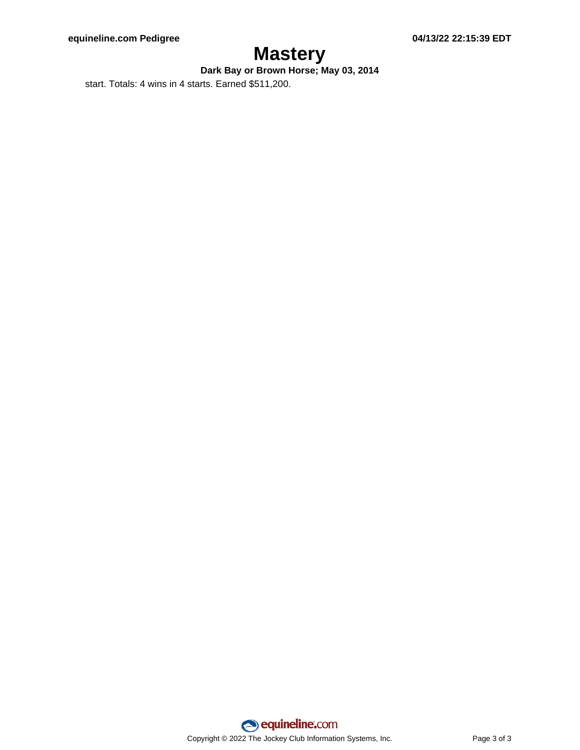start. Totals: 4 wins in 4 starts. Earned $511,200.